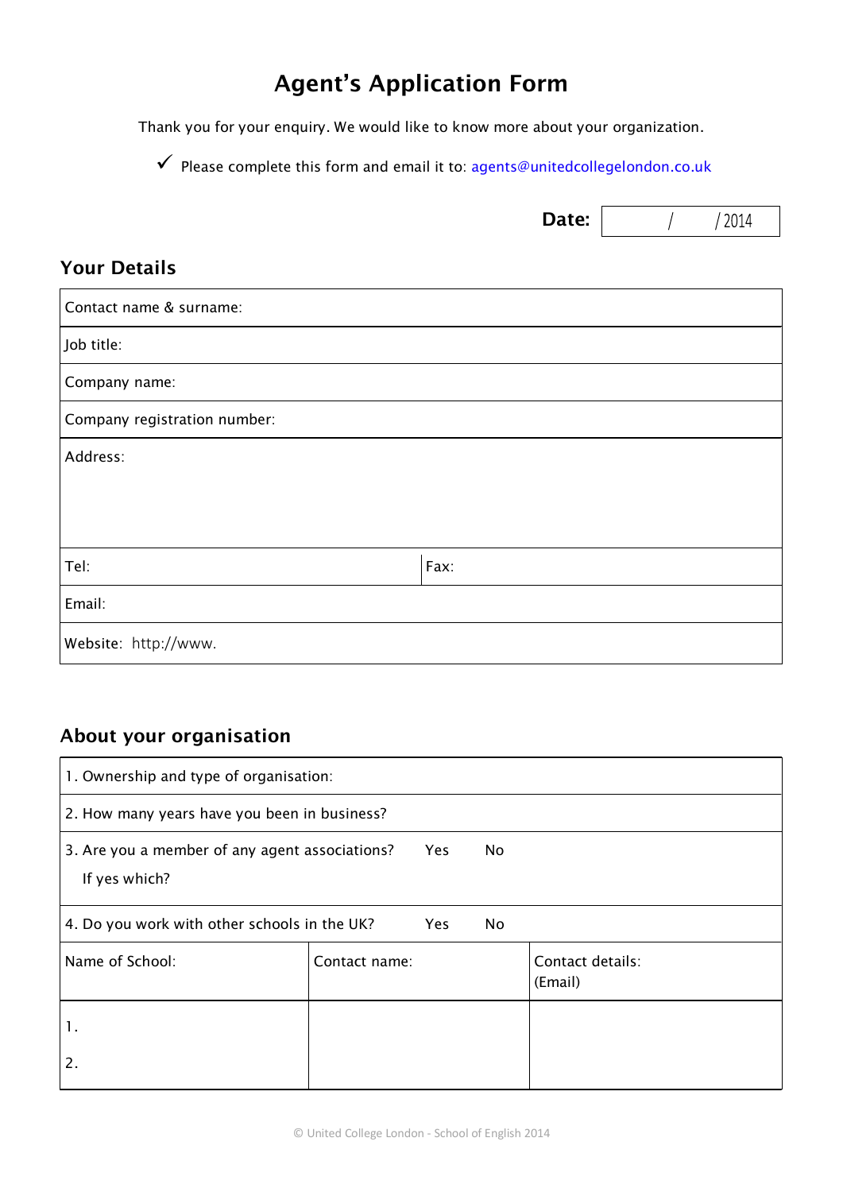# Agent's Application Form

Thank you for your enquiry. We would like to know more about your organization.

✓ Please complete this form and email it to: agents@unitedcollegelondon.co.uk

**Date:** / /2014

## Your Details

| Contact name & surname: | |
|---|---|
| Job title: | |
| Company name: | |
| Company registration number: | |
| Address: | |
| Tel: | Fax: |
| Email: | |
| Website: http://www. | |

## About your organisation

| 1. Ownership and type of organisation: | | |
|---|---|---|
| 2. How many years have you been in business? | | |
| 3. Are you a member of any agent associations? Yes No<br>If yes which? | | |
| 4. Do you work with other schools in the UK? Yes No | | |
| Name of School: | Contact name: | Contact details: (Email) |
| 1.<br>2. | | |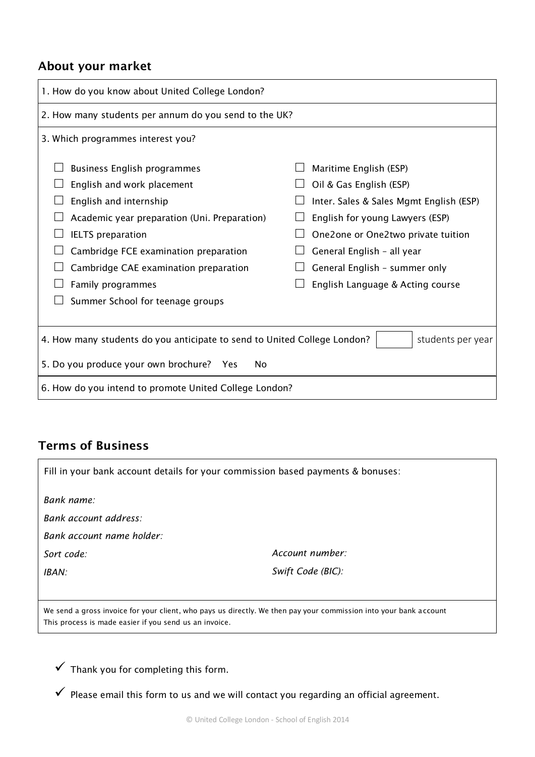## About your market

1. How do you know about United College London?

2. How many students per annum do you send to the UK?

3. Which programmes interest you?

- ☐ Business English programmes
- ☐ English and work placement
- ☐ English and internship
- ☐ Academic year preparation (Uni. Preparation)
- ☐ IELTS preparation
- ☐ Cambridge FCE examination preparation
- ☐ Cambridge CAE examination preparation
- ☐ Family programmes
- ☐ Summer School for teenage groups
- ☐ Maritime English (ESP)
- ☐ Oil & Gas English (ESP)
- ☐ Inter. Sales & Sales Mgmt English (ESP)
- ☐ English for young Lawyers (ESP)
- ☐ One2one or One2two private tuition
- ☐ General English – all year
- ☐ General English – summer only
- ☐ English Language & Acting course

4. How many students do you anticipate to send to United College London? ☐ students per year

5. Do you produce your own brochure? Yes No

6. How do you intend to promote United College London?

## Terms of Business

Fill in your bank account details for your commission based payments & bonuses:

*Bank name:*

*Bank account address:*

*Bank account name holder:*

*Sort code:*

*Account number:*

*IBAN:*

*Swift Code (BIC):*

We send a gross invoice for your client, who pays us directly. We then pay your commission into your bank account
This process is made easier if you send us an invoice.

✓ Thank you for completing this form.

✓ Please email this form to us and we will contact you regarding an official agreement.

© United College London - School of English 2014